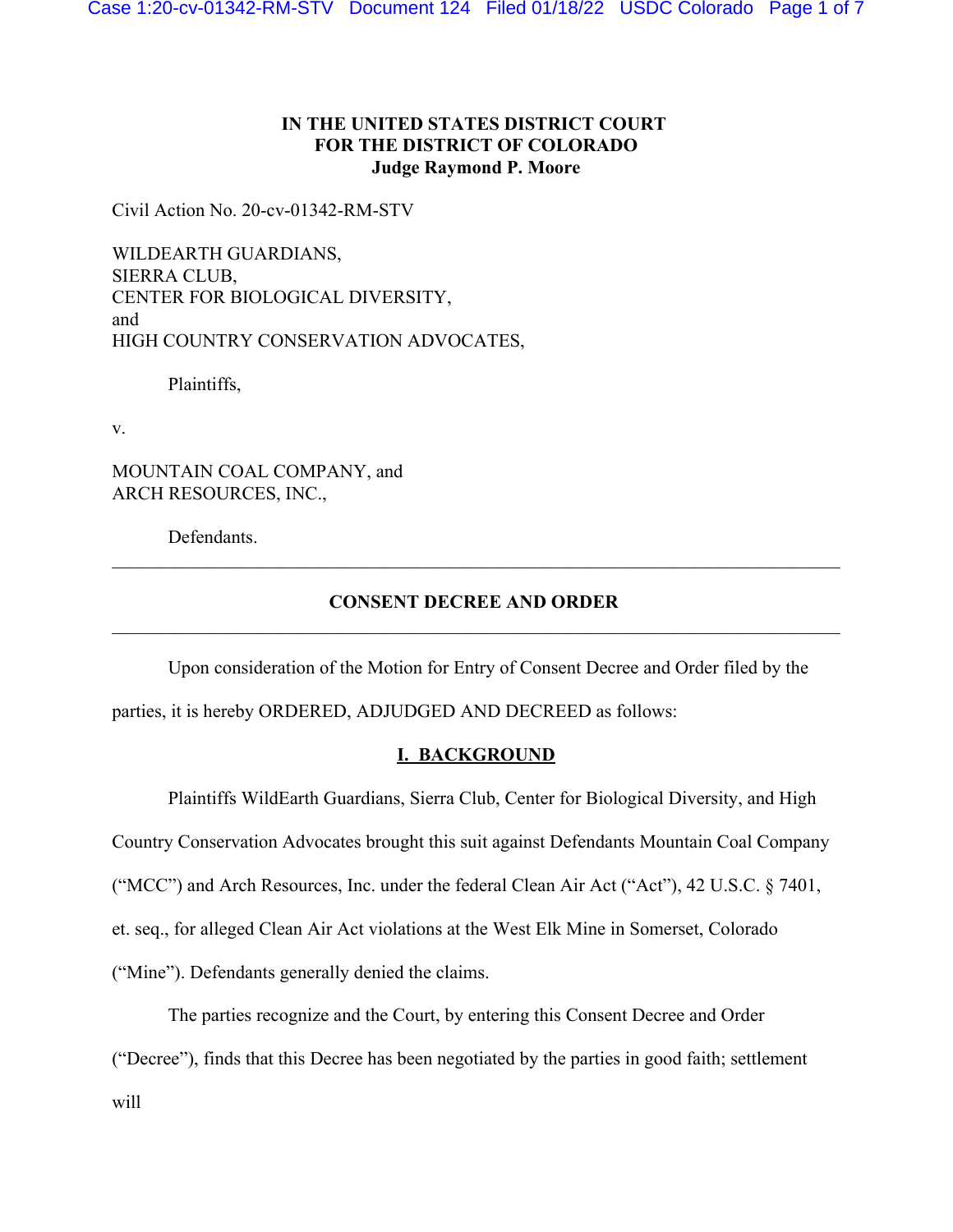**IN THE UNITED STATES DISTRICT COURT**
**FOR THE DISTRICT OF COLORADO**
**Judge Raymond P. Moore**

Civil Action No. 20-cv-01342-RM-STV

WILDEARTH GUARDIANS,
SIERRA CLUB,
CENTER FOR BIOLOGICAL DIVERSITY,
and
HIGH COUNTRY CONSERVATION ADVOCATES,

Plaintiffs,

v.

MOUNTAIN COAL COMPANY, and
ARCH RESOURCES, INC.,

Defendants.

---

**CONSENT DECREE AND ORDER**

---

Upon consideration of the Motion for Entry of Consent Decree and Order filed by the parties, it is hereby ORDERED, ADJUDGED AND DECREED as follows:

## I. BACKGROUND

Plaintiffs WildEarth Guardians, Sierra Club, Center for Biological Diversity, and High Country Conservation Advocates brought this suit against Defendants Mountain Coal Company ("MCC") and Arch Resources, Inc. under the federal Clean Air Act ("Act"), 42 U.S.C. § 7401, et. seq., for alleged Clean Air Act violations at the West Elk Mine in Somerset, Colorado ("Mine"). Defendants generally denied the claims.

The parties recognize and the Court, by entering this Consent Decree and Order ("Decree"), finds that this Decree has been negotiated by the parties in good faith; settlement will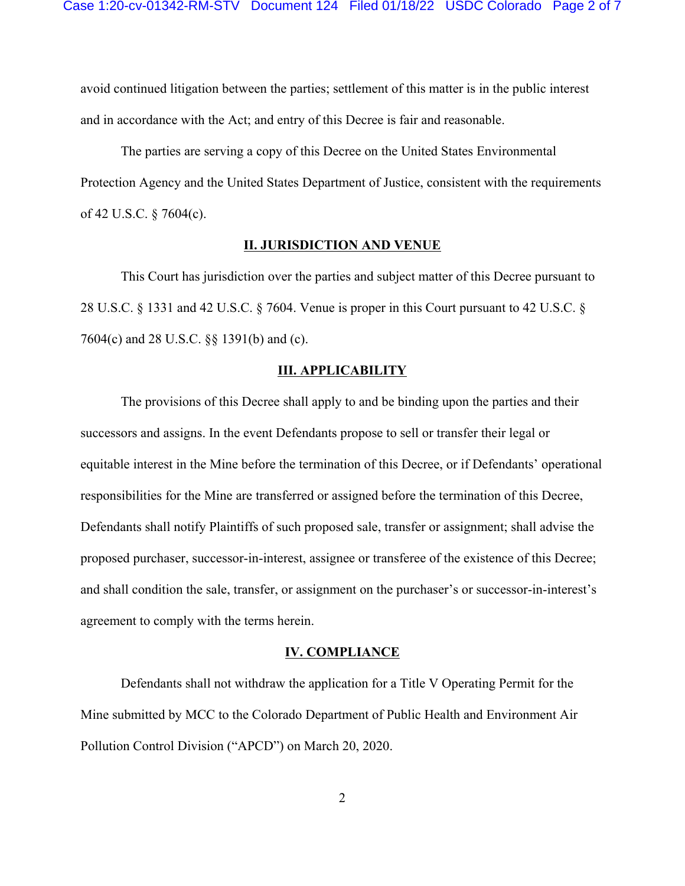avoid continued litigation between the parties; settlement of this matter is in the public interest and in accordance with the Act; and entry of this Decree is fair and reasonable.

The parties are serving a copy of this Decree on the United States Environmental Protection Agency and the United States Department of Justice, consistent with the requirements of 42 U.S.C. § 7604(c).

## II. JURISDICTION AND VENUE

This Court has jurisdiction over the parties and subject matter of this Decree pursuant to 28 U.S.C. § 1331 and 42 U.S.C. § 7604. Venue is proper in this Court pursuant to 42 U.S.C. § 7604(c) and 28 U.S.C. §§ 1391(b) and (c).

## III. APPLICABILITY

The provisions of this Decree shall apply to and be binding upon the parties and their successors and assigns. In the event Defendants propose to sell or transfer their legal or equitable interest in the Mine before the termination of this Decree, or if Defendants' operational responsibilities for the Mine are transferred or assigned before the termination of this Decree, Defendants shall notify Plaintiffs of such proposed sale, transfer or assignment; shall advise the proposed purchaser, successor-in-interest, assignee or transferee of the existence of this Decree; and shall condition the sale, transfer, or assignment on the purchaser's or successor-in-interest's agreement to comply with the terms herein.

## IV. COMPLIANCE

Defendants shall not withdraw the application for a Title V Operating Permit for the Mine submitted by MCC to the Colorado Department of Public Health and Environment Air Pollution Control Division ("APCD") on March 20, 2020.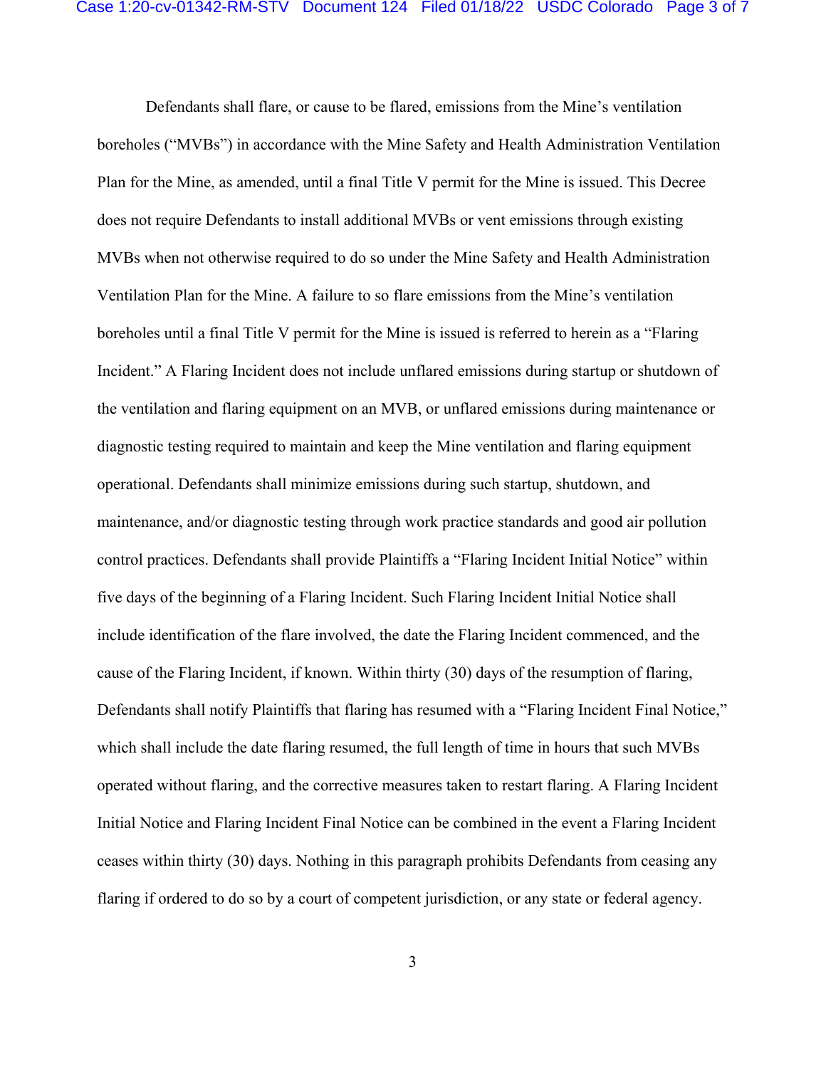Defendants shall flare, or cause to be flared, emissions from the Mine's ventilation boreholes ("MVBs") in accordance with the Mine Safety and Health Administration Ventilation Plan for the Mine, as amended, until a final Title V permit for the Mine is issued. This Decree does not require Defendants to install additional MVBs or vent emissions through existing MVBs when not otherwise required to do so under the Mine Safety and Health Administration Ventilation Plan for the Mine. A failure to so flare emissions from the Mine's ventilation boreholes until a final Title V permit for the Mine is issued is referred to herein as a "Flaring Incident." A Flaring Incident does not include unflared emissions during startup or shutdown of the ventilation and flaring equipment on an MVB, or unflared emissions during maintenance or diagnostic testing required to maintain and keep the Mine ventilation and flaring equipment operational. Defendants shall minimize emissions during such startup, shutdown, and maintenance, and/or diagnostic testing through work practice standards and good air pollution control practices. Defendants shall provide Plaintiffs a "Flaring Incident Initial Notice" within five days of the beginning of a Flaring Incident. Such Flaring Incident Initial Notice shall include identification of the flare involved, the date the Flaring Incident commenced, and the cause of the Flaring Incident, if known. Within thirty (30) days of the resumption of flaring, Defendants shall notify Plaintiffs that flaring has resumed with a "Flaring Incident Final Notice," which shall include the date flaring resumed, the full length of time in hours that such MVBs operated without flaring, and the corrective measures taken to restart flaring. A Flaring Incident Initial Notice and Flaring Incident Final Notice can be combined in the event a Flaring Incident ceases within thirty (30) days. Nothing in this paragraph prohibits Defendants from ceasing any flaring if ordered to do so by a court of competent jurisdiction, or any state or federal agency.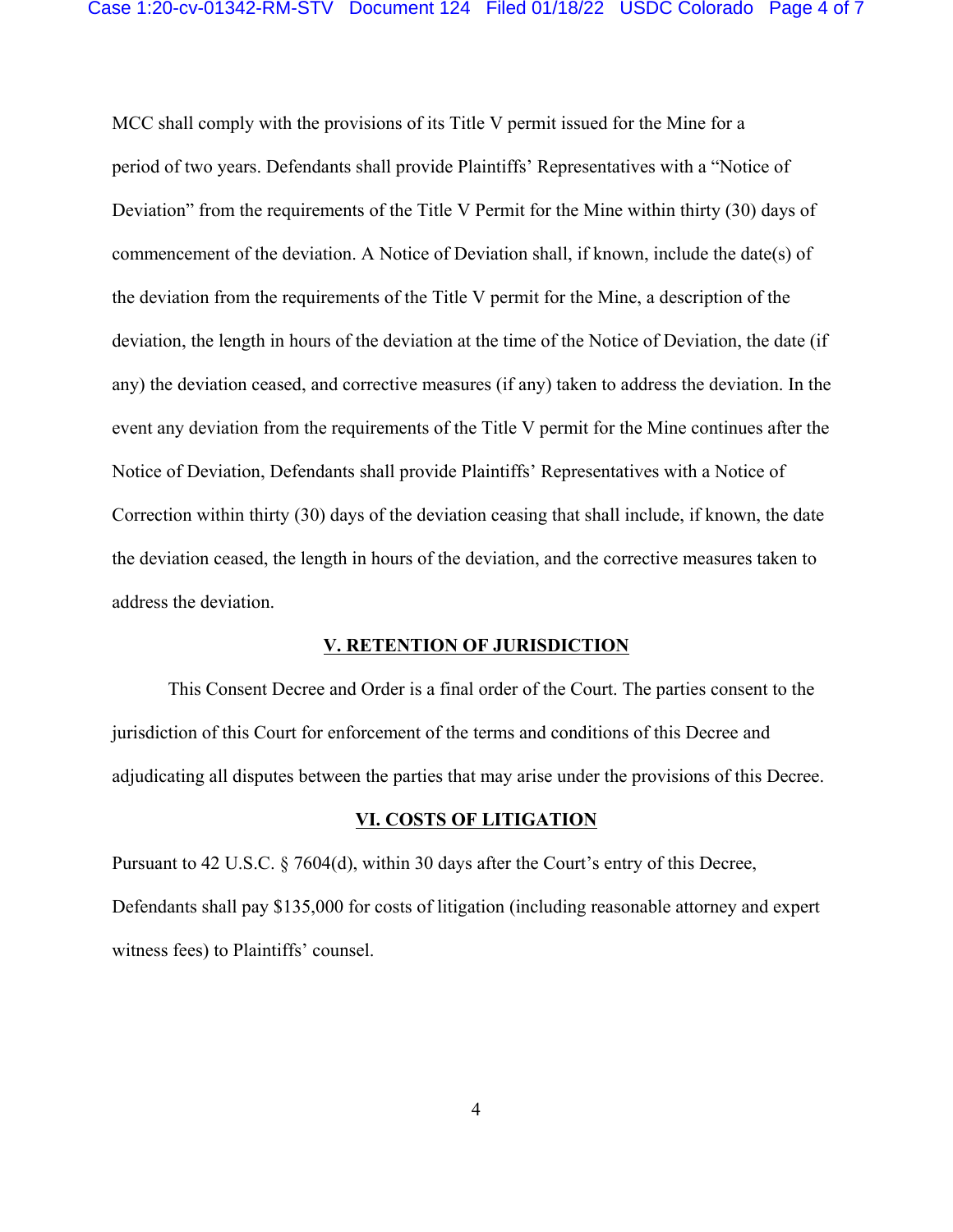MCC shall comply with the provisions of its Title V permit issued for the Mine for a period of two years. Defendants shall provide Plaintiffs' Representatives with a "Notice of Deviation" from the requirements of the Title V Permit for the Mine within thirty (30) days of commencement of the deviation. A Notice of Deviation shall, if known, include the date(s) of the deviation from the requirements of the Title V permit for the Mine, a description of the deviation, the length in hours of the deviation at the time of the Notice of Deviation, the date (if any) the deviation ceased, and corrective measures (if any) taken to address the deviation. In the event any deviation from the requirements of the Title V permit for the Mine continues after the Notice of Deviation, Defendants shall provide Plaintiffs' Representatives with a Notice of Correction within thirty (30) days of the deviation ceasing that shall include, if known, the date the deviation ceased, the length in hours of the deviation, and the corrective measures taken to address the deviation.

## V. RETENTION OF JURISDICTION

This Consent Decree and Order is a final order of the Court. The parties consent to the jurisdiction of this Court for enforcement of the terms and conditions of this Decree and adjudicating all disputes between the parties that may arise under the provisions of this Decree.

## VI. COSTS OF LITIGATION

Pursuant to 42 U.S.C. § 7604(d), within 30 days after the Court's entry of this Decree, Defendants shall pay $135,000 for costs of litigation (including reasonable attorney and expert witness fees) to Plaintiffs' counsel.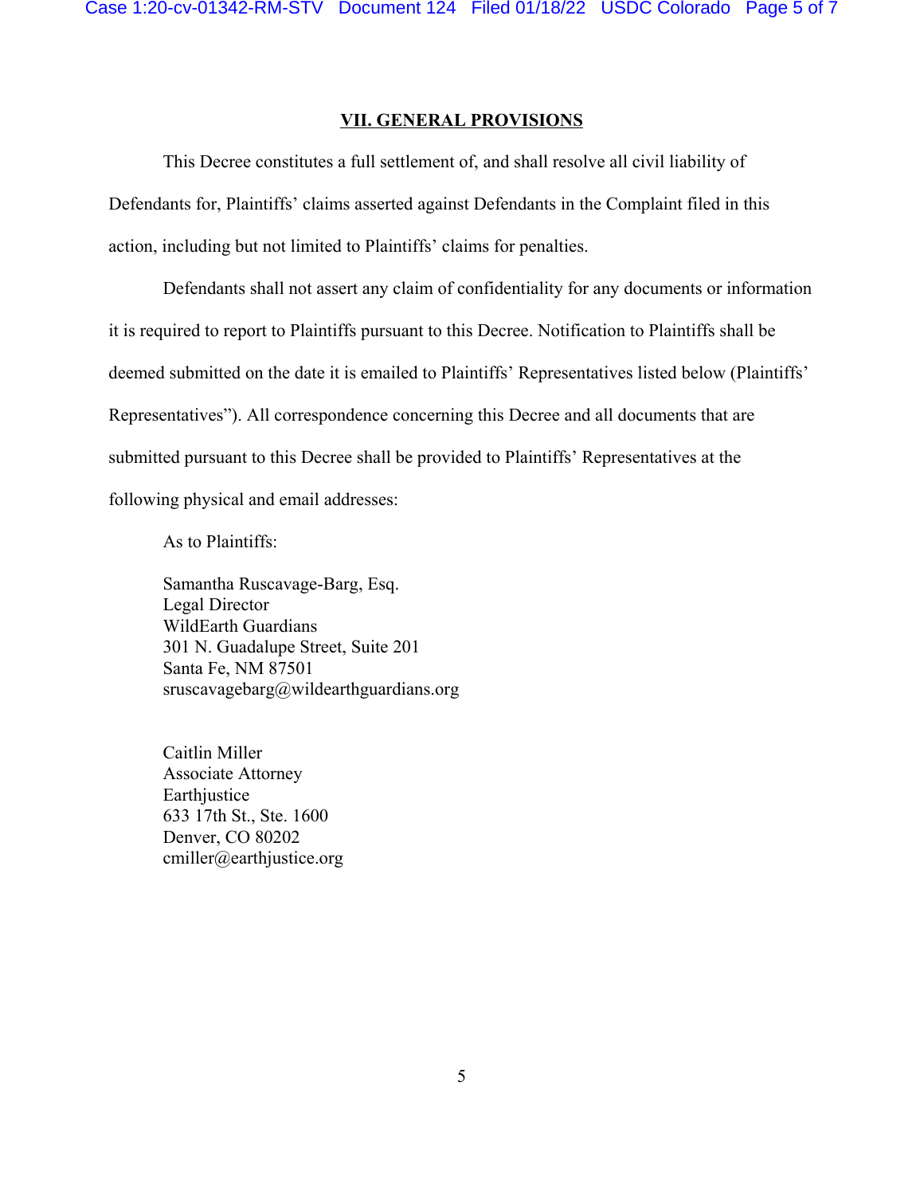## VII. GENERAL PROVISIONS

This Decree constitutes a full settlement of, and shall resolve all civil liability of Defendants for, Plaintiffs' claims asserted against Defendants in the Complaint filed in this action, including but not limited to Plaintiffs' claims for penalties.

Defendants shall not assert any claim of confidentiality for any documents or information it is required to report to Plaintiffs pursuant to this Decree. Notification to Plaintiffs shall be deemed submitted on the date it is emailed to Plaintiffs' Representatives listed below (Plaintiffs' Representatives"). All correspondence concerning this Decree and all documents that are submitted pursuant to this Decree shall be provided to Plaintiffs' Representatives at the following physical and email addresses:

As to Plaintiffs:

Samantha Ruscavage-Barg, Esq.
Legal Director
WildEarth Guardians
301 N. Guadalupe Street, Suite 201
Santa Fe, NM 87501
sruscavagebarg@wildearthguardians.org

Caitlin Miller
Associate Attorney
Earthjustice
633 17th St., Ste. 1600
Denver, CO 80202
cmiller@earthjustice.org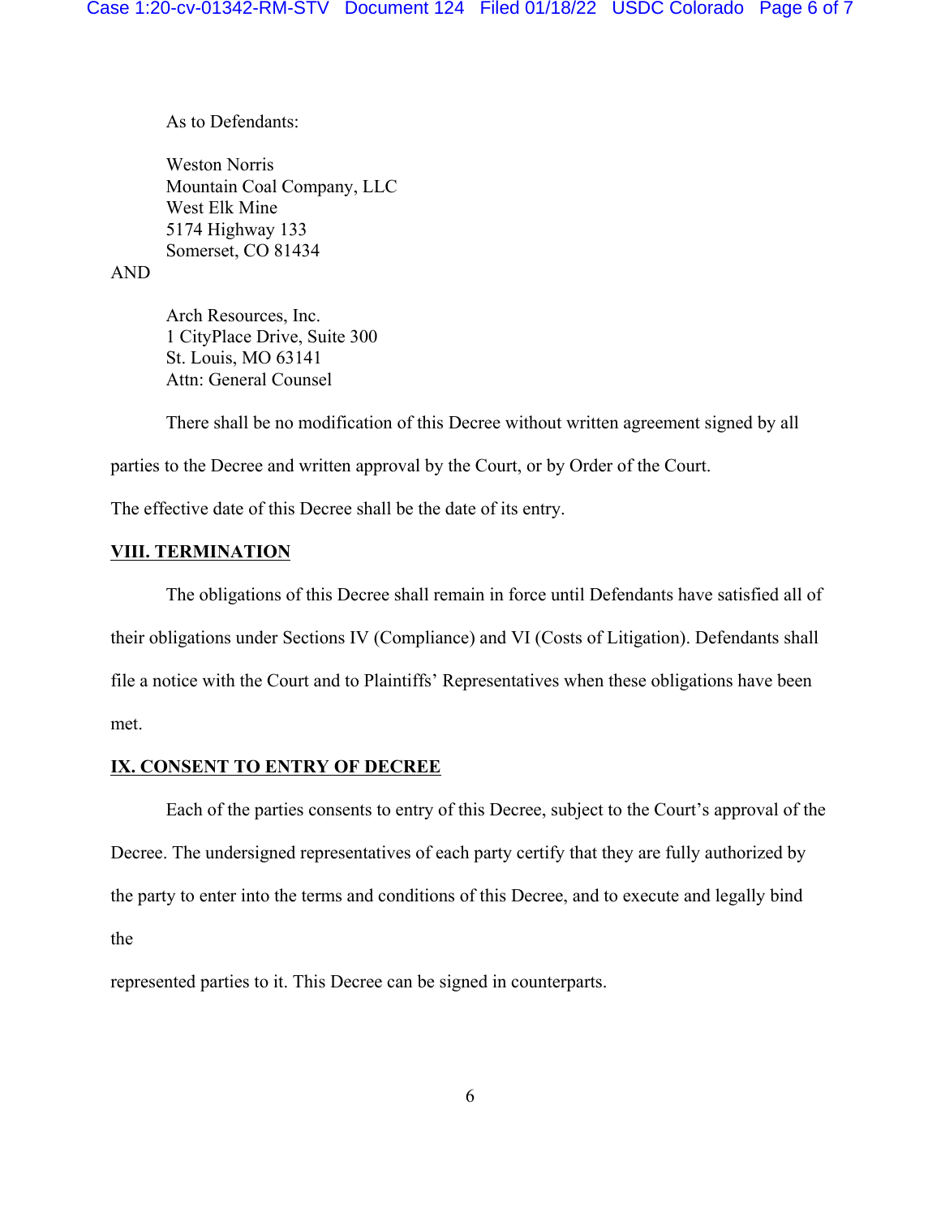As to Defendants:

Weston Norris
Mountain Coal Company, LLC
West Elk Mine
5174 Highway 133
Somerset, CO 81434

AND

Arch Resources, Inc.
1 CityPlace Drive, Suite 300
St. Louis, MO 63141
Attn: General Counsel

There shall be no modification of this Decree without written agreement signed by all parties to the Decree and written approval by the Court, or by Order of the Court.

The effective date of this Decree shall be the date of its entry.

## VIII. TERMINATION

The obligations of this Decree shall remain in force until Defendants have satisfied all of their obligations under Sections IV (Compliance) and VI (Costs of Litigation). Defendants shall file a notice with the Court and to Plaintiffs' Representatives when these obligations have been met.

## IX. CONSENT TO ENTRY OF DECREE

Each of the parties consents to entry of this Decree, subject to the Court's approval of the Decree. The undersigned representatives of each party certify that they are fully authorized by the party to enter into the terms and conditions of this Decree, and to execute and legally bind the

represented parties to it. This Decree can be signed in counterparts.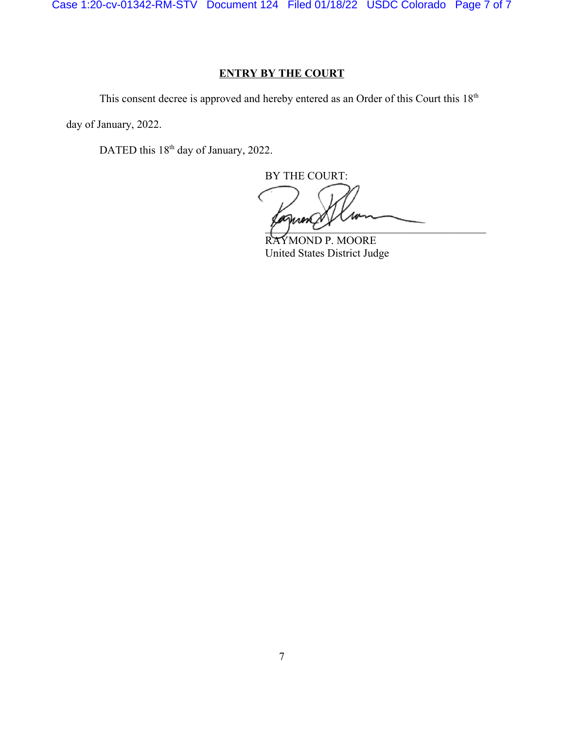**ENTRY BY THE COURT**

This consent decree is approved and hereby entered as an Order of this Court this 18th day of January, 2022.

DATED this 18th day of January, 2022.

BY THE COURT:

RAYMOND P. MOORE
United States District Judge